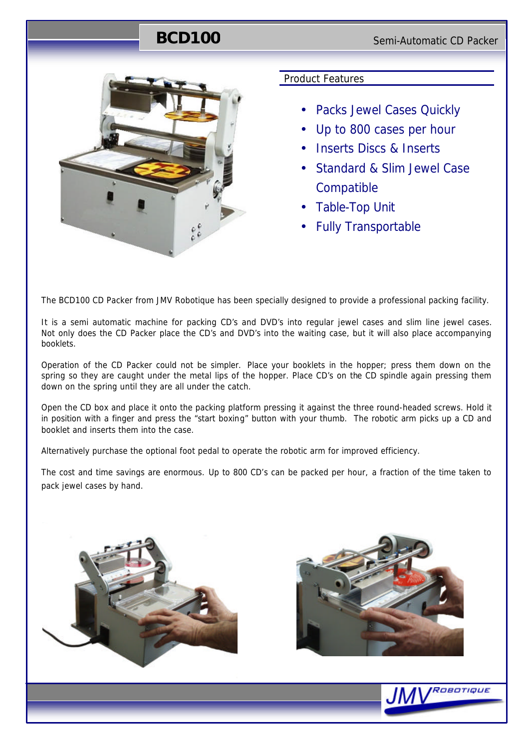# BCD100

Semi-Automatic CD Packer

## Product Features

- Packs Jewel Cases Quickly
- Up to 800 cases per hour
- Inserts Discs & Inserts
- Standard & Slim Jewel Case Compatible
- Table-Top Unit
- Fully Transportable

The BCD100 CD Packer from JMV Robotique has been specially designed to provide a professional packing facility.

It is a semi automatic machine for packing CD's and DVD's into regular jewel cases and slim line jewel cases. Not only does the CD Packer place the CD's and DVD's into the waiting case, but it will also place accompanying booklets.

Operation of the CD Packer could not be simpler. Place your booklets in the hopper; press them down on the spring so they are caught under the metal lips of the hopper. Place CD's on the CD spindle again pressing them down on the spring until they are all under the catch.

Open the CD box and place it onto the packing platform pressing it against the three round-headed screws. Hold it in position with a finger and press the "start boxing" button with your thumb. The robotic arm picks up a CD and booklet and inserts them into the case.

Alternatively purchase the optional foot pedal to operate the robotic arm for improved efficiency.

The cost and time savings are enormous. Up to 800 CD's can be packed per hour, a fraction of the time taken to pack jewel cases by hand.

JMV ROBOTIQUE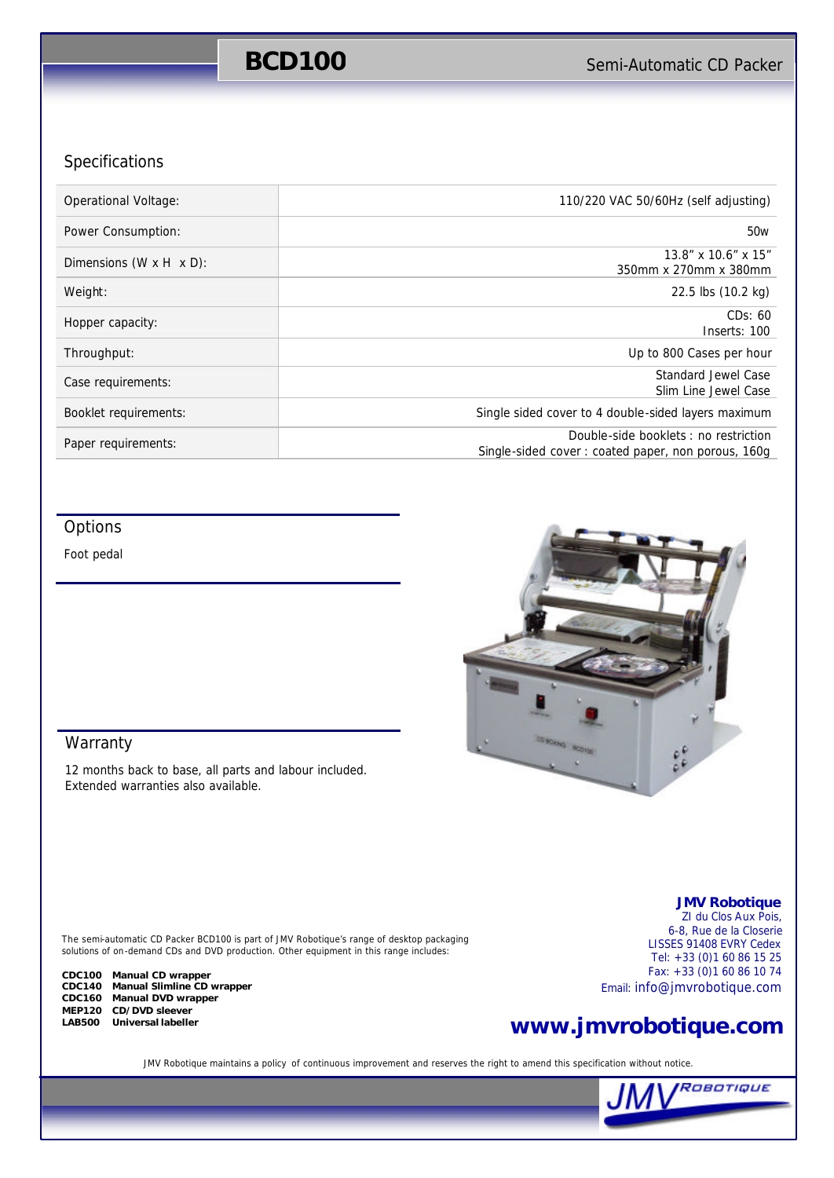# BCD100

Semi-Automatic CD Packer

## Specifications

| | |
|---|---|
| Operational Voltage: | 110/220 VAC 50/60Hz (self adjusting) |
| Power Consumption: | 50w |
| Dimensions (W x H x D): | 13.8" x 10.6" x 15"<br>350mm x 270mm x 380mm |
| Weight: | 22.5 lbs (10.2 kg) |
| Hopper capacity: | CDs: 60<br>Inserts: 100 |
| Throughput: | Up to 800 Cases per hour |
| Case requirements: | Standard Jewel Case<br>Slim Line Jewel Case |
| Booklet requirements: | Single sided cover to 4 double-sided layers maximum |
| Paper requirements: | Double-side booklets : no restriction<br>Single-sided cover : coated paper, non porous, 160g |

## Options

Foot pedal

## Warranty

12 months back to base, all parts and labour included.
Extended warranties also available.

The semi-automatic CD Packer BCD100 is part of JMV Robotique's range of desktop packaging solutions of on-demand CDs and DVD production. Other equipment in this range includes:

**CDC100 Manual CD wrapper**
**CDC140 Manual Slimline CD wrapper**
**CDC160 Manual DVD wrapper**
**MEP120 CD/DVD sleever**
**LAB500 Universal labeller**

**JMV Robotique**
ZI du Clos Aux Pois,
6-8, Rue de la Closerie
LISSES 91408 EVRY Cedex
Tel: +33 (0)1 60 86 15 25
Fax: +33 (0)1 60 86 10 74
Email: info@jmvrobotique.com

**www.jmvrobotique.com**

JMV Robotique maintains a policy of continuous improvement and reserves the right to amend this specification without notice.